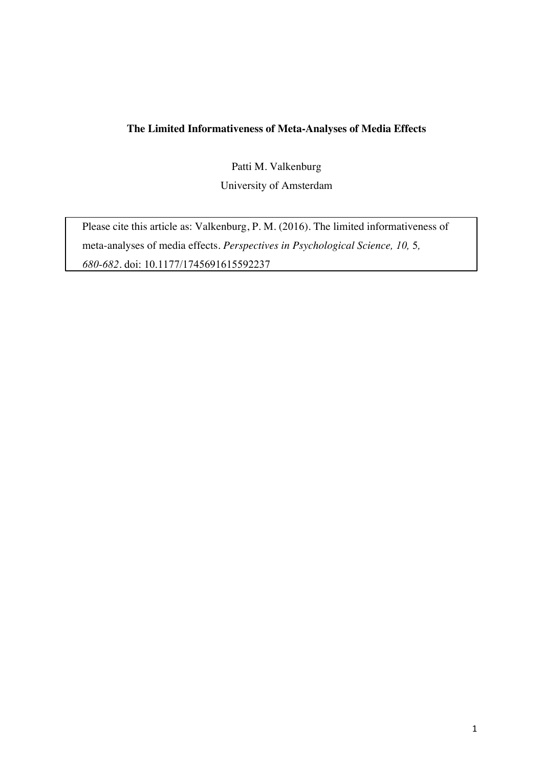**The Limited Informativeness of Meta-Analyses of Media Effects**

Patti M. Valkenburg

University of Amsterdam

Please cite this article as: Valkenburg, P. M. (2016). The limited informativeness of meta-analyses of media effects. *Perspectives in Psychological Science, 10,* 5, *680-682*. doi: 10.1177/1745691615592237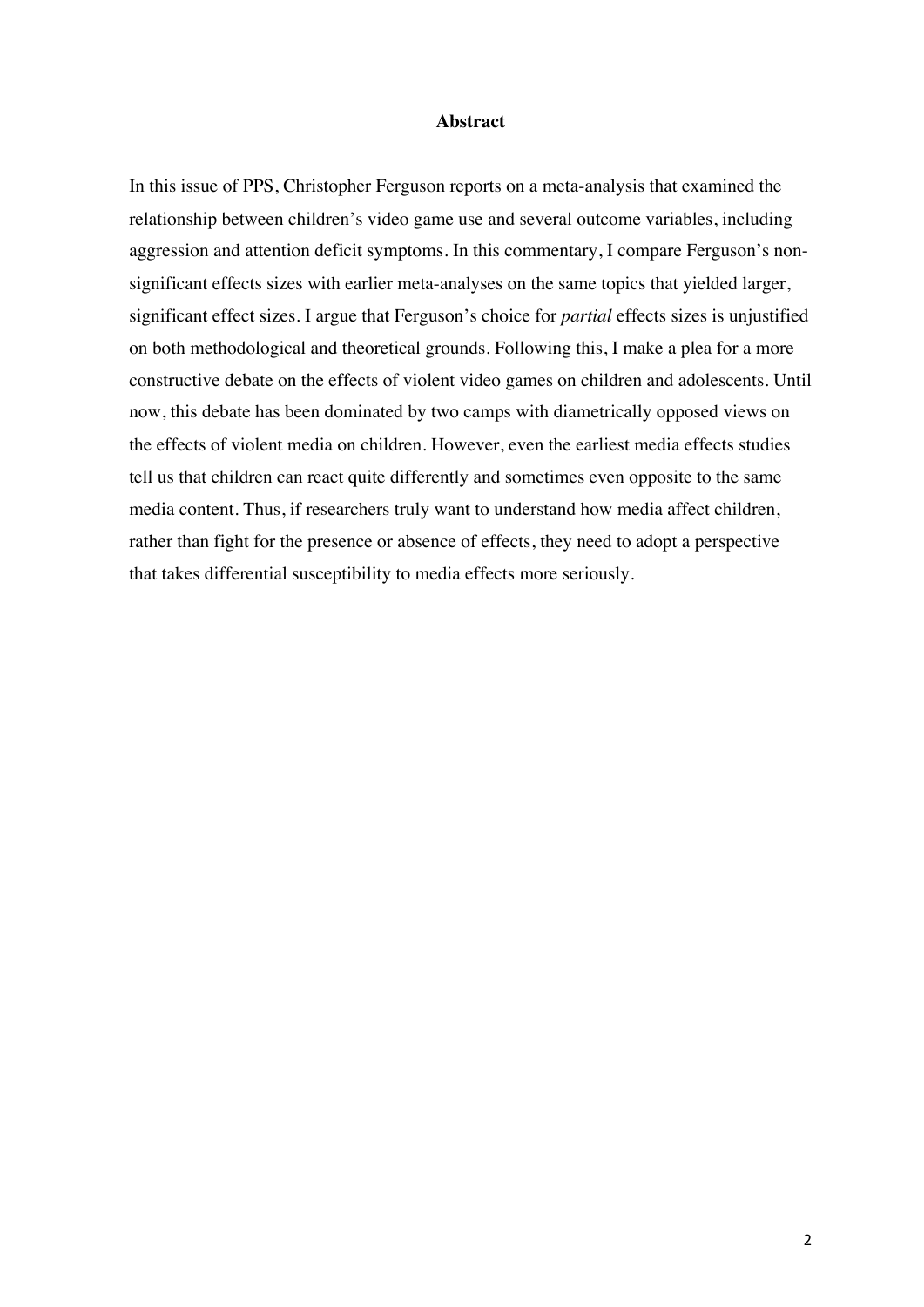# Abstract

In this issue of PPS, Christopher Ferguson reports on a meta-analysis that examined the relationship between children's video game use and several outcome variables, including aggression and attention deficit symptoms. In this commentary, I compare Ferguson's non-significant effects sizes with earlier meta-analyses on the same topics that yielded larger, significant effect sizes. I argue that Ferguson's choice for *partial* effects sizes is unjustified on both methodological and theoretical grounds. Following this, I make a plea for a more constructive debate on the effects of violent video games on children and adolescents. Until now, this debate has been dominated by two camps with diametrically opposed views on the effects of violent media on children. However, even the earliest media effects studies tell us that children can react quite differently and sometimes even opposite to the same media content. Thus, if researchers truly want to understand how media affect children, rather than fight for the presence or absence of effects, they need to adopt a perspective that takes differential susceptibility to media effects more seriously.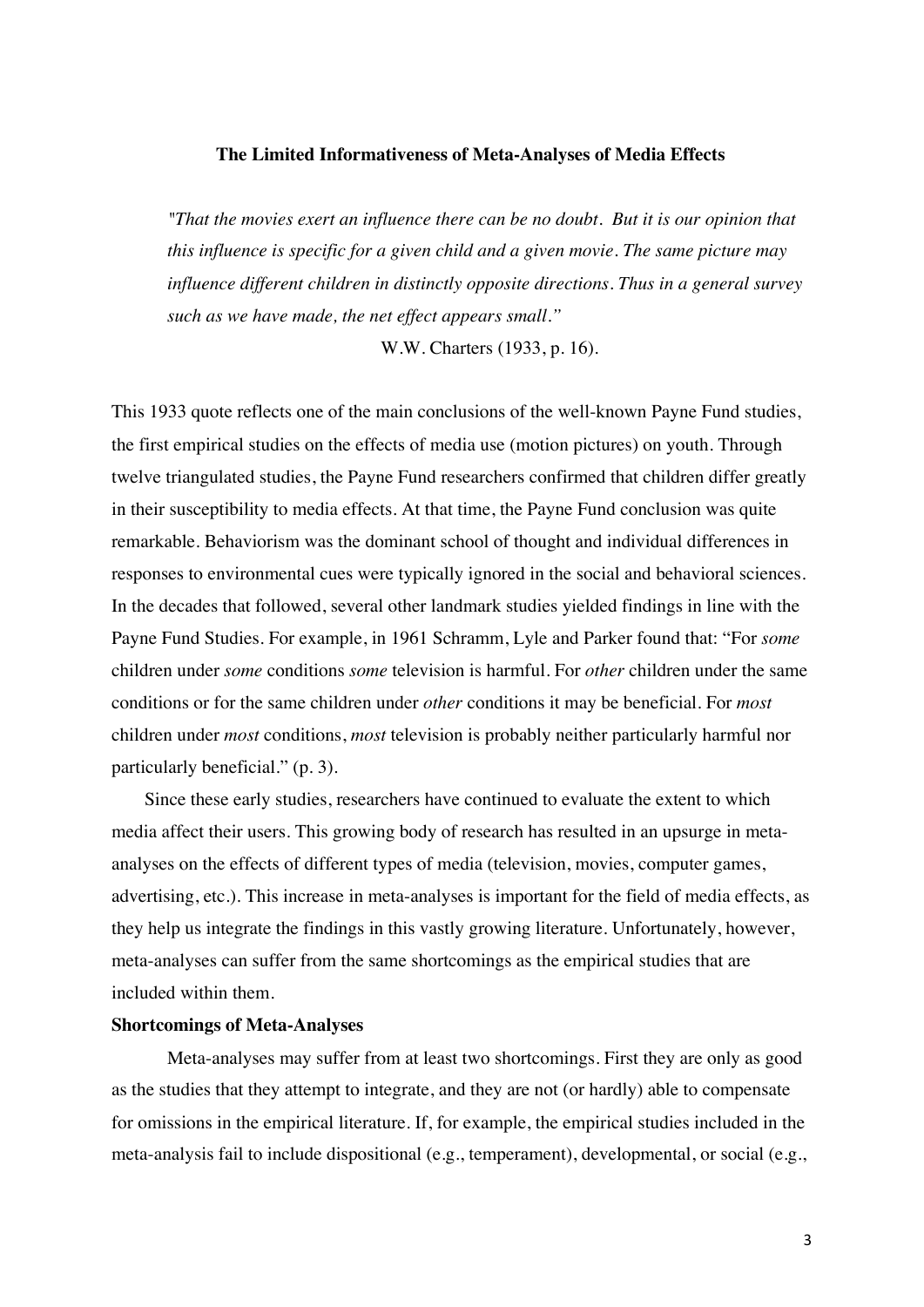**The Limited Informativeness of Meta-Analyses of Media Effects**

> *"That the movies exert an influence there can be no doubt. But it is our opinion that this influence is specific for a given child and a given movie. The same picture may influence different children in distinctly opposite directions. Thus in a general survey such as we have made, the net effect appears small."*
>
> W.W. Charters (1933, p. 16).

This 1933 quote reflects one of the main conclusions of the well-known Payne Fund studies, the first empirical studies on the effects of media use (motion pictures) on youth. Through twelve triangulated studies, the Payne Fund researchers confirmed that children differ greatly in their susceptibility to media effects. At that time, the Payne Fund conclusion was quite remarkable. Behaviorism was the dominant school of thought and individual differences in responses to environmental cues were typically ignored in the social and behavioral sciences. In the decades that followed, several other landmark studies yielded findings in line with the Payne Fund Studies. For example, in 1961 Schramm, Lyle and Parker found that: "For *some* children under *some* conditions *some* television is harmful. For *other* children under the same conditions or for the same children under *other* conditions it may be beneficial. For *most* children under *most* conditions, *most* television is probably neither particularly harmful nor particularly beneficial." (p. 3).

Since these early studies, researchers have continued to evaluate the extent to which media affect their users. This growing body of research has resulted in an upsurge in meta-analyses on the effects of different types of media (television, movies, computer games, advertising, etc.). This increase in meta-analyses is important for the field of media effects, as they help us integrate the findings in this vastly growing literature. Unfortunately, however, meta-analyses can suffer from the same shortcomings as the empirical studies that are included within them.

**Shortcomings of Meta-Analyses**

Meta-analyses may suffer from at least two shortcomings. First they are only as good as the studies that they attempt to integrate, and they are not (or hardly) able to compensate for omissions in the empirical literature. If, for example, the empirical studies included in the meta-analysis fail to include dispositional (e.g., temperament), developmental, or social (e.g.,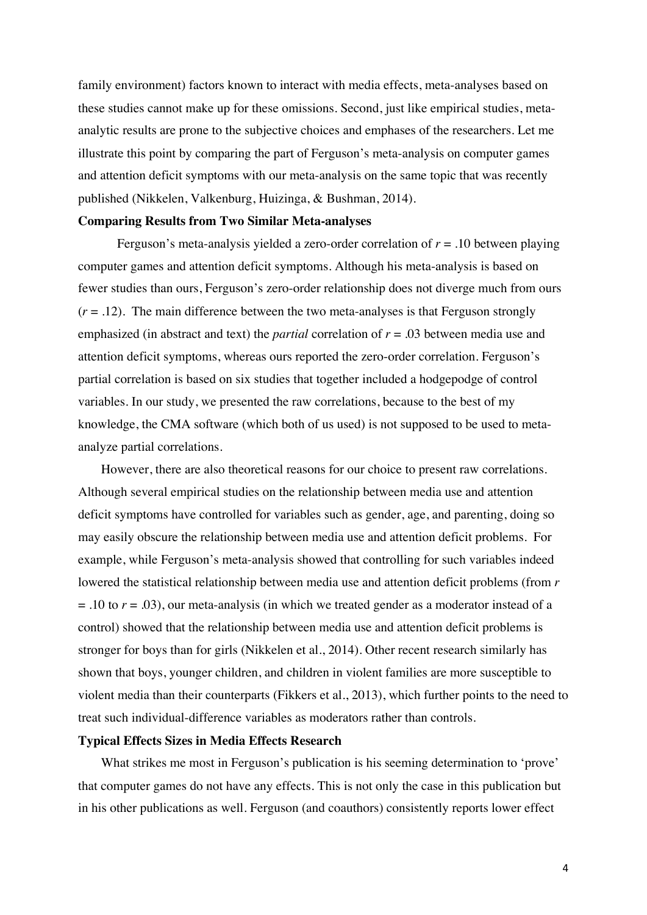family environment) factors known to interact with media effects, meta-analyses based on these studies cannot make up for these omissions. Second, just like empirical studies, meta-analytic results are prone to the subjective choices and emphases of the researchers. Let me illustrate this point by comparing the part of Ferguson's meta-analysis on computer games and attention deficit symptoms with our meta-analysis on the same topic that was recently published (Nikkelen, Valkenburg, Huizinga, & Bushman, 2014).

**Comparing Results from Two Similar Meta-analyses**

Ferguson's meta-analysis yielded a zero-order correlation of $r = .10$ between playing computer games and attention deficit symptoms. Although his meta-analysis is based on fewer studies than ours, Ferguson's zero-order relationship does not diverge much from ours ($r = .12$). The main difference between the two meta-analyses is that Ferguson strongly emphasized (in abstract and text) the *partial* correlation of $r = .03$ between media use and attention deficit symptoms, whereas ours reported the zero-order correlation. Ferguson's partial correlation is based on six studies that together included a hodgepodge of control variables. In our study, we presented the raw correlations, because to the best of my knowledge, the CMA software (which both of us used) is not supposed to be used to meta-analyze partial correlations.

However, there are also theoretical reasons for our choice to present raw correlations. Although several empirical studies on the relationship between media use and attention deficit symptoms have controlled for variables such as gender, age, and parenting, doing so may easily obscure the relationship between media use and attention deficit problems. For example, while Ferguson's meta-analysis showed that controlling for such variables indeed lowered the statistical relationship between media use and attention deficit problems (from $r = .10$ to $r = .03$), our meta-analysis (in which we treated gender as a moderator instead of a control) showed that the relationship between media use and attention deficit problems is stronger for boys than for girls (Nikkelen et al., 2014). Other recent research similarly has shown that boys, younger children, and children in violent families are more susceptible to violent media than their counterparts (Fikkers et al., 2013), which further points to the need to treat such individual-difference variables as moderators rather than controls.

**Typical Effects Sizes in Media Effects Research**

What strikes me most in Ferguson's publication is his seeming determination to 'prove' that computer games do not have any effects. This is not only the case in this publication but in his other publications as well. Ferguson (and coauthors) consistently reports lower effect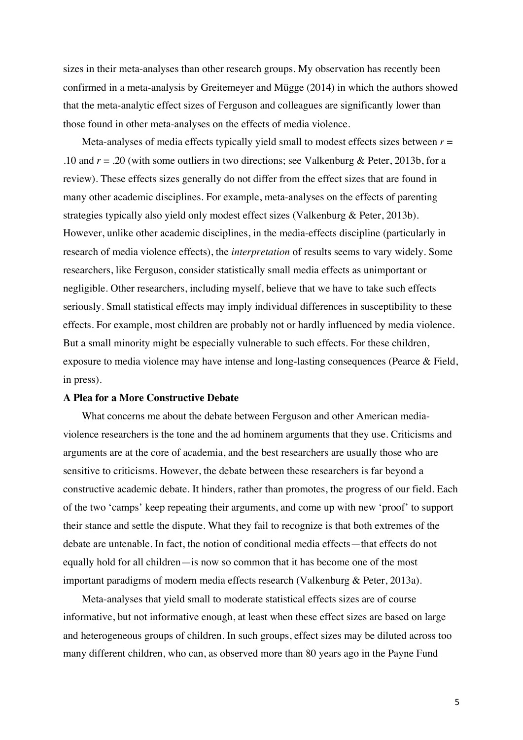sizes in their meta-analyses than other research groups. My observation has recently been confirmed in a meta-analysis by Greitemeyer and Mügge (2014) in which the authors showed that the meta-analytic effect sizes of Ferguson and colleagues are significantly lower than those found in other meta-analyses on the effects of media violence.

Meta-analyses of media effects typically yield small to modest effects sizes between $r = .10$ and $r = .20$ (with some outliers in two directions; see Valkenburg & Peter, 2013b, for a review). These effects sizes generally do not differ from the effect sizes that are found in many other academic disciplines. For example, meta-analyses on the effects of parenting strategies typically also yield only modest effect sizes (Valkenburg & Peter, 2013b). However, unlike other academic disciplines, in the media-effects discipline (particularly in research of media violence effects), the *interpretation* of results seems to vary widely. Some researchers, like Ferguson, consider statistically small media effects as unimportant or negligible. Other researchers, including myself, believe that we have to take such effects seriously. Small statistical effects may imply individual differences in susceptibility to these effects. For example, most children are probably not or hardly influenced by media violence. But a small minority might be especially vulnerable to such effects. For these children, exposure to media violence may have intense and long-lasting consequences (Pearce & Field, in press).

**A Plea for a More Constructive Debate**

What concerns me about the debate between Ferguson and other American media-violence researchers is the tone and the ad hominem arguments that they use. Criticisms and arguments are at the core of academia, and the best researchers are usually those who are sensitive to criticisms. However, the debate between these researchers is far beyond a constructive academic debate. It hinders, rather than promotes, the progress of our field. Each of the two 'camps' keep repeating their arguments, and come up with new 'proof' to support their stance and settle the dispute. What they fail to recognize is that both extremes of the debate are untenable. In fact, the notion of conditional media effects—that effects do not equally hold for all children—is now so common that it has become one of the most important paradigms of modern media effects research (Valkenburg & Peter, 2013a).

Meta-analyses that yield small to moderate statistical effects sizes are of course informative, but not informative enough, at least when these effect sizes are based on large and heterogeneous groups of children. In such groups, effect sizes may be diluted across too many different children, who can, as observed more than 80 years ago in the Payne Fund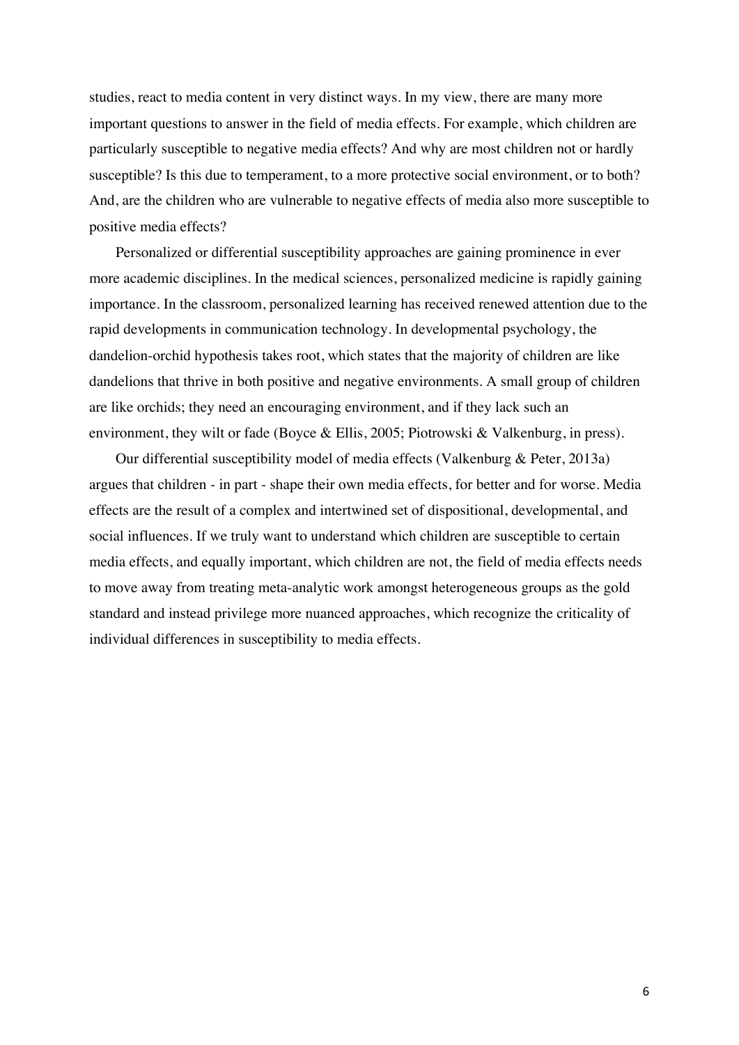studies, react to media content in very distinct ways. In my view, there are many more important questions to answer in the field of media effects. For example, which children are particularly susceptible to negative media effects? And why are most children not or hardly susceptible? Is this due to temperament, to a more protective social environment, or to both? And, are the children who are vulnerable to negative effects of media also more susceptible to positive media effects?

Personalized or differential susceptibility approaches are gaining prominence in ever more academic disciplines. In the medical sciences, personalized medicine is rapidly gaining importance. In the classroom, personalized learning has received renewed attention due to the rapid developments in communication technology. In developmental psychology, the dandelion-orchid hypothesis takes root, which states that the majority of children are like dandelions that thrive in both positive and negative environments. A small group of children are like orchids; they need an encouraging environment, and if they lack such an environment, they wilt or fade (Boyce & Ellis, 2005; Piotrowski & Valkenburg, in press).

Our differential susceptibility model of media effects (Valkenburg & Peter, 2013a) argues that children - in part - shape their own media effects, for better and for worse. Media effects are the result of a complex and intertwined set of dispositional, developmental, and social influences. If we truly want to understand which children are susceptible to certain media effects, and equally important, which children are not, the field of media effects needs to move away from treating meta-analytic work amongst heterogeneous groups as the gold standard and instead privilege more nuanced approaches, which recognize the criticality of individual differences in susceptibility to media effects.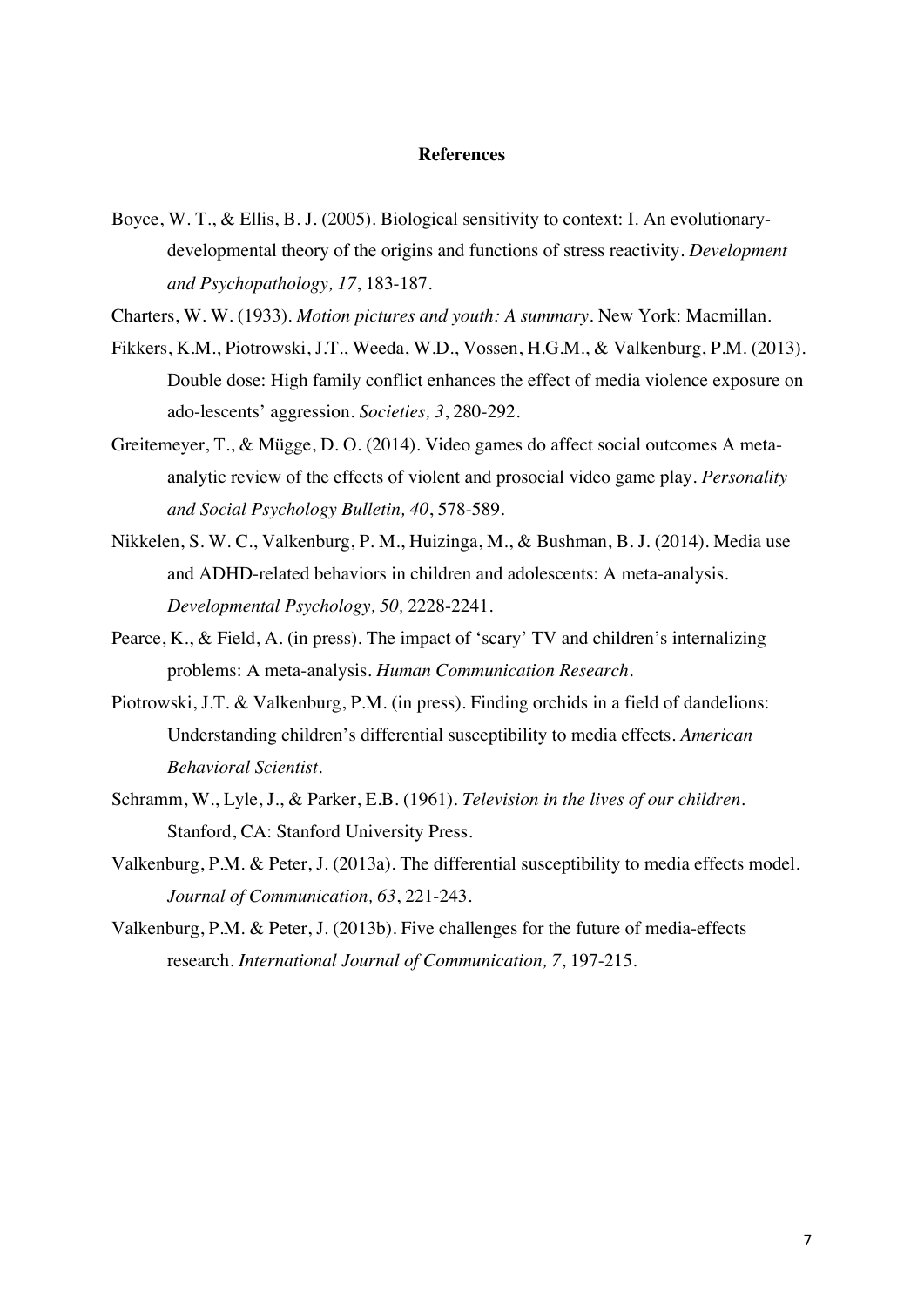# References

Boyce, W. T., & Ellis, B. J. (2005). Biological sensitivity to context: I. An evolutionary-developmental theory of the origins and functions of stress reactivity. *Development and Psychopathology, 17*, 183-187.

Charters, W. W. (1933). *Motion pictures and youth: A summary*. New York: Macmillan.

Fikkers, K.M., Piotrowski, J.T., Weeda, W.D., Vossen, H.G.M., & Valkenburg, P.M. (2013). Double dose: High family conflict enhances the effect of media violence exposure on ado-lescents' aggression. *Societies, 3*, 280-292.

Greitemeyer, T., & Mügge, D. O. (2014). Video games do affect social outcomes A meta-analytic review of the effects of violent and prosocial video game play. *Personality and Social Psychology Bulletin, 40*, 578-589.

Nikkelen, S. W. C., Valkenburg, P. M., Huizinga, M., & Bushman, B. J. (2014). Media use and ADHD-related behaviors in children and adolescents: A meta-analysis. *Developmental Psychology, 50,* 2228-2241.

Pearce, K., & Field, A. (in press). The impact of 'scary' TV and children's internalizing problems: A meta-analysis. *Human Communication Research*.

Piotrowski, J.T. & Valkenburg, P.M. (in press). Finding orchids in a field of dandelions: Understanding children's differential susceptibility to media effects. *American Behavioral Scientist*.

Schramm, W., Lyle, J., & Parker, E.B. (1961). *Television in the lives of our children*. Stanford, CA: Stanford University Press.

Valkenburg, P.M. & Peter, J. (2013a). The differential susceptibility to media effects model. *Journal of Communication, 63*, 221-243.

Valkenburg, P.M. & Peter, J. (2013b). Five challenges for the future of media-effects research. *International Journal of Communication, 7*, 197-215.